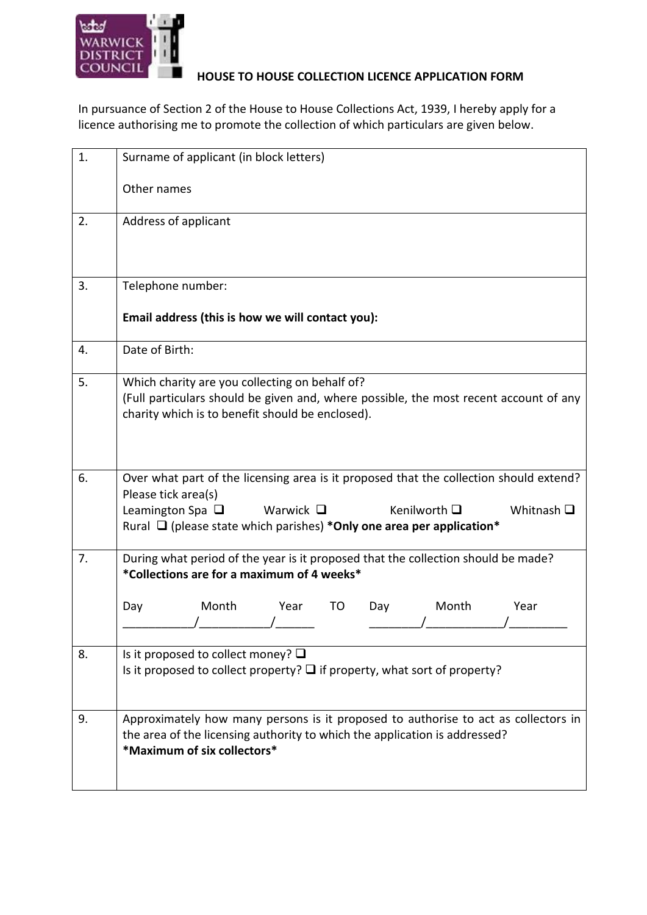# HOUSE TO HOUSE COLLECTION LICENCE APPLICATION FORM

In pursuance of Section 2 of the House to House Collections Act, 1939, I hereby apply for a licence authorising me to promote the collection of which particulars are given below.

| | |
|---|---|
| 1. | Surname of applicant (in block letters)<br><br>Other names |
| 2. | Address of applicant |
| 3. | Telephone number:<br><br>**Email address (this is how we will contact you):** |
| 4. | Date of Birth: |
| 5. | Which charity are you collecting on behalf of?<br>(Full particulars should be given and, where possible, the most recent account of any charity which is to benefit should be enclosed). |
| 6. | Over what part of the licensing area is it proposed that the collection should extend? Please tick area(s)<br>Leamington Spa ❑ Warwick ❑ Kenilworth ❑ Whitnash ❑<br>Rural ❑ (please state which parishes) ***Only one area per application*** |
| 7. | During what period of the year is it proposed that the collection should be made?<br>***Collections are for a maximum of 4 weeks***<br><br>Day Month Year TO Day Month Year<br>___________/___________/______ ________/____________/_________ |
| 8. | Is it proposed to collect money? ❑<br>Is it proposed to collect property? ❑ if property, what sort of property? |
| 9. | Approximately how many persons is it proposed to authorise to act as collectors in the area of the licensing authority to which the application is addressed?<br>***Maximum of six collectors*** |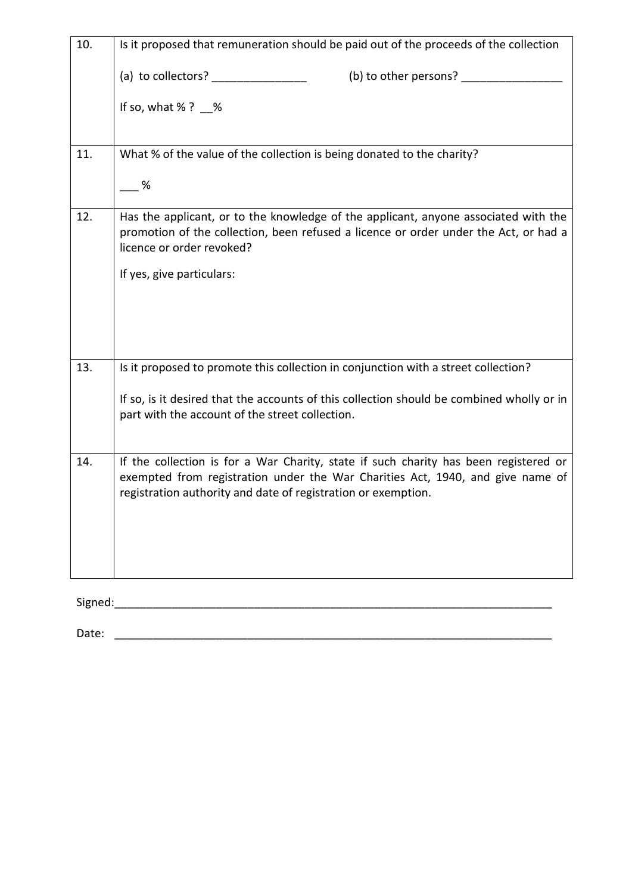| | |
|---|---|
| 10. | Is it proposed that remuneration should be paid out of the proceeds of the collection<br><br>(a) to collectors? _______________ (b) to other persons? ________________<br><br>If so, what % ? __% |
| 11. | What % of the value of the collection is being donated to the charity?<br><br>___ % |
| 12. | Has the applicant, or to the knowledge of the applicant, anyone associated with the promotion of the collection, been refused a licence or order under the Act, or had a licence or order revoked?<br><br>If yes, give particulars: |
| 13. | Is it proposed to promote this collection in conjunction with a street collection?<br><br>If so, is it desired that the accounts of this collection should be combined wholly or in part with the account of the street collection. |
| 14. | If the collection is for a War Charity, state if such charity has been registered or exempted from registration under the War Charities Act, 1940, and give name of registration authority and date of registration or exemption. |

Signed:_________________________________________________________________________

Date: _________________________________________________________________________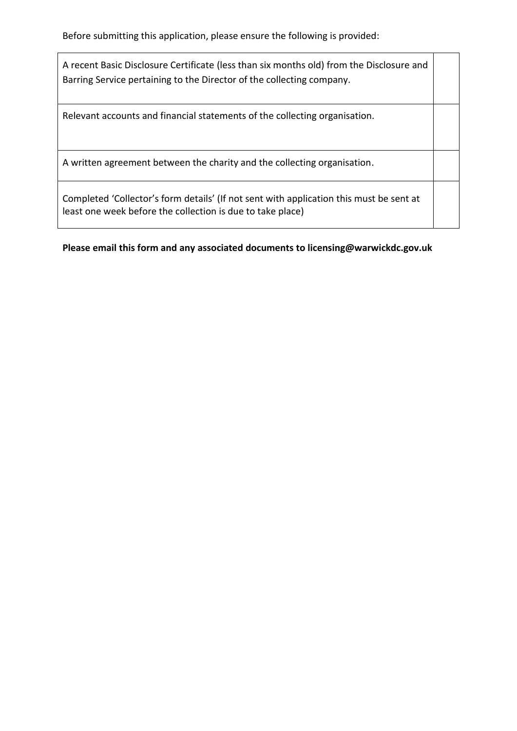Before submitting this application, please ensure the following is provided:

| | |
|---|---|
| A recent Basic Disclosure Certificate (less than six months old) from the Disclosure and Barring Service pertaining to the Director of the collecting company. | |
| Relevant accounts and financial statements of the collecting organisation. | |
| A written agreement between the charity and the collecting organisation. | |
| Completed 'Collector's form details' (If not sent with application this must be sent at least one week before the collection is due to take place) | |

**Please email this form and any associated documents to licensing@warwickdc.gov.uk**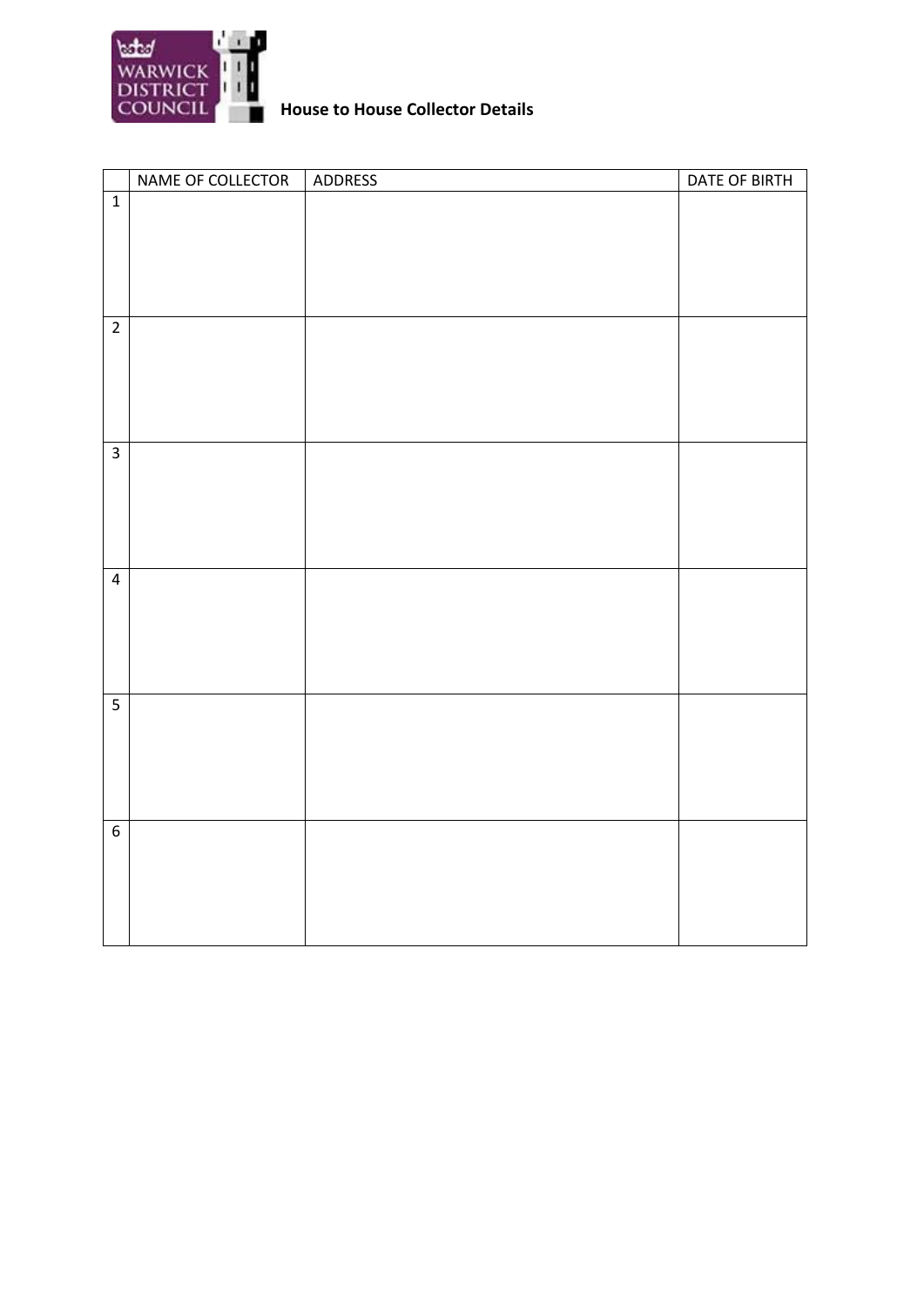WARWICK DISTRICT COUNCIL

**House to House Collector Details**

| | NAME OF COLLECTOR | ADDRESS | DATE OF BIRTH |
|---|---|---|---|
| 1 | | | |
| 2 | | | |
| 3 | | | |
| 4 | | | |
| 5 | | | |
| 6 | | | |